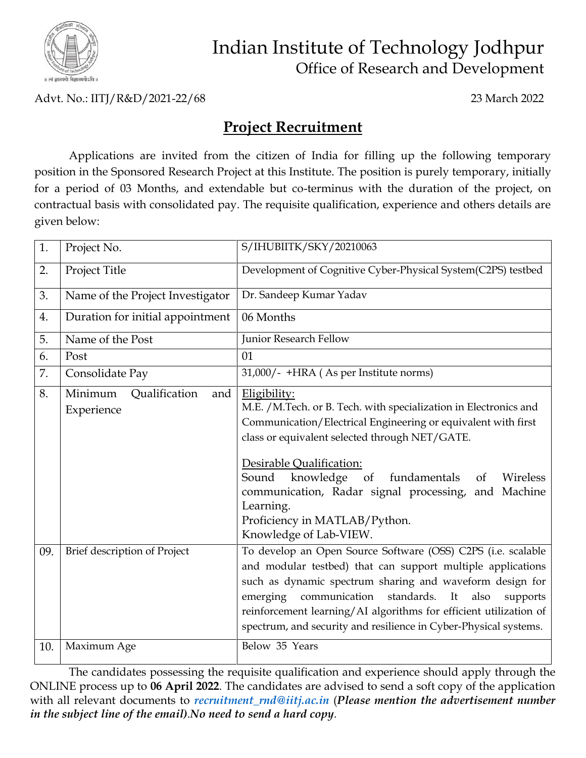# Indian Institute of Technology Jodhpur

## Office of Research and Development

Advt. No.: IITJ/R&D/2021-22/68 23 March 2022

## Project Recruitment

Applications are invited from the citizen of India for filling up the following temporary position in the Sponsored Research Project at this Institute. The position is purely temporary, initially for a period of 03 Months, and extendable but co-terminus with the duration of the project, on contractual basis with consolidated pay. The requisite qualification, experience and others details are given below:

| | | |
|---|---|---|
| 1. | Project No. | S/IHUBIITK/SKY/20210063 |
| 2. | Project Title | Development of Cognitive Cyber-Physical System(C2PS) testbed |
| 3. | Name of the Project Investigator | Dr. Sandeep Kumar Yadav |
| 4. | Duration for initial appointment | 06 Months |
| 5. | Name of the Post | Junior Research Fellow |
| 6. | Post | 01 |
| 7. | Consolidate Pay | 31,000/- +HRA ( As per Institute norms) |
| 8. | Minimum Qualification and Experience | Eligibility:<br>M.E. /M.Tech. or B. Tech. with specialization in Electronics and Communication/Electrical Engineering or equivalent with first class or equivalent selected through NET/GATE.<br><br>Desirable Qualification:<br>Sound knowledge of fundamentals of Wireless communication, Radar signal processing, and Machine Learning.<br>Proficiency in MATLAB/Python.<br>Knowledge of Lab-VIEW. |
| 09. | Brief description of Project | To develop an Open Source Software (OSS) C2PS (i.e. scalable and modular testbed) that can support multiple applications such as dynamic spectrum sharing and waveform design for emerging communication standards. It also supports reinforcement learning/AI algorithms for efficient utilization of spectrum, and security and resilience in Cyber-Physical systems. |
| 10. | Maximum Age | Below 35 Years |

The candidates possessing the requisite qualification and experience should apply through the ONLINE process up to **06 April 2022**. The candidates are advised to send a soft copy of the application with all relevant documents to ***recruitment_rnd@iitj.ac.in*** (***Please mention the advertisement number in the subject line of the email)***.***No need to send a hard copy***.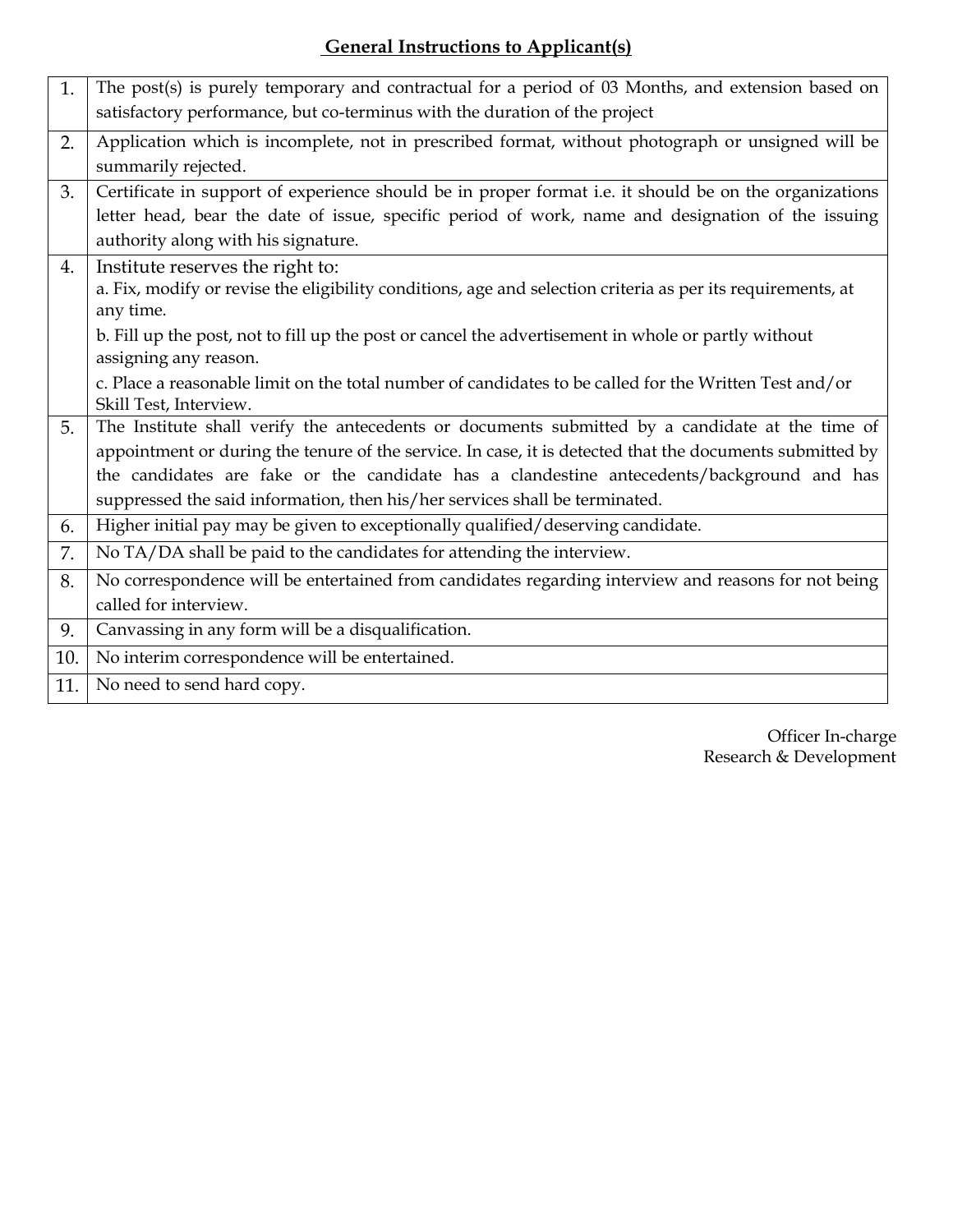## General Instructions to Applicant(s)

| | |
|---|---|
| 1. | The post(s) is purely temporary and contractual for a period of 03 Months, and extension based on satisfactory performance, but co-terminus with the duration of the project |
| 2. | Application which is incomplete, not in prescribed format, without photograph or unsigned will be summarily rejected. |
| 3. | Certificate in support of experience should be in proper format i.e. it should be on the organizations letter head, bear the date of issue, specific period of work, name and designation of the issuing authority along with his signature. |
| 4. | Institute reserves the right to:<br>a. Fix, modify or revise the eligibility conditions, age and selection criteria as per its requirements, at any time.<br>b. Fill up the post, not to fill up the post or cancel the advertisement in whole or partly without assigning any reason.<br>c. Place a reasonable limit on the total number of candidates to be called for the Written Test and/or Skill Test, Interview. |
| 5. | The Institute shall verify the antecedents or documents submitted by a candidate at the time of appointment or during the tenure of the service. In case, it is detected that the documents submitted by the candidates are fake or the candidate has a clandestine antecedents/background and has suppressed the said information, then his/her services shall be terminated. |
| 6. | Higher initial pay may be given to exceptionally qualified/deserving candidate. |
| 7. | No TA/DA shall be paid to the candidates for attending the interview. |
| 8. | No correspondence will be entertained from candidates regarding interview and reasons for not being called for interview. |
| 9. | Canvassing in any form will be a disqualification. |
| 10. | No interim correspondence will be entertained. |
| 11. | No need to send hard copy. |

Officer In-charge
Research & Development